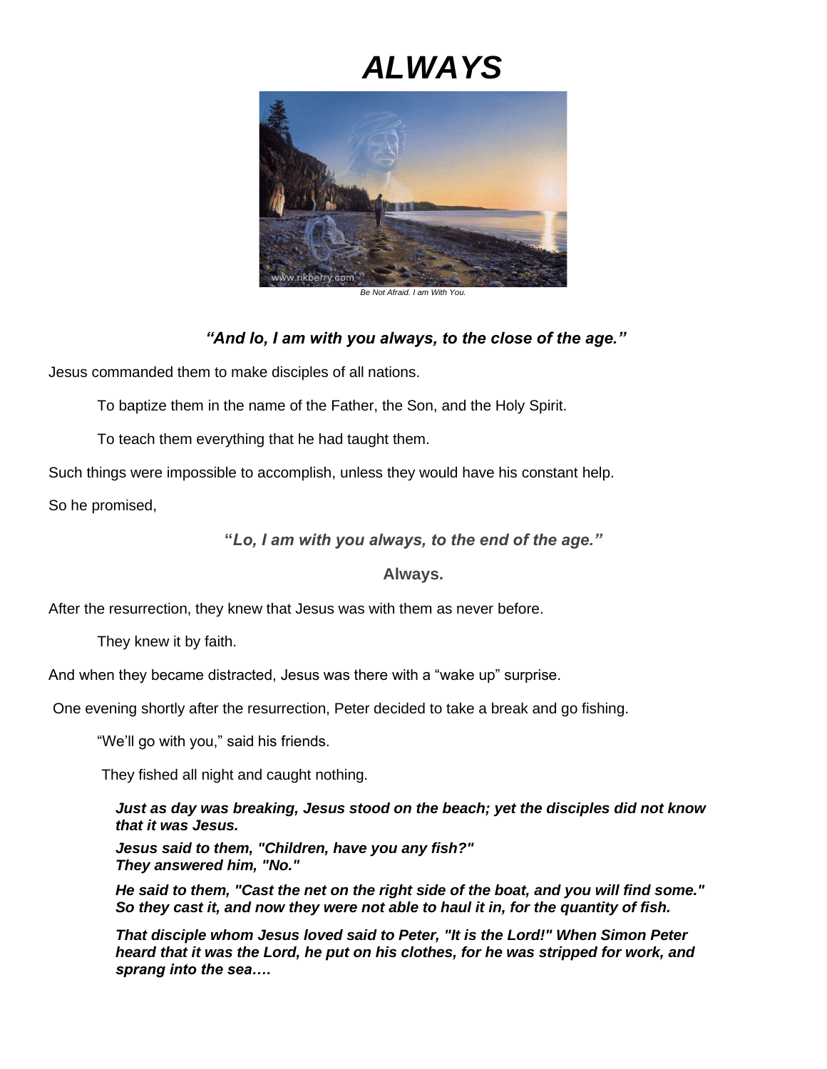# ALWAYS

*Be Not Afraid. I am With You.*

***"And lo, I am with you always, to the close of the age."***

Jesus commanded them to make disciples of all nations.

To baptize them in the name of the Father, the Son, and the Holy Spirit.

To teach them everything that he had taught them.

Such things were impossible to accomplish, unless they would have his constant help.

So he promised,

**"*Lo, I am with you always, to the end of the age.*"**

**Always.**

After the resurrection, they knew that Jesus was with them as never before.

They knew it by faith.

And when they became distracted, Jesus was there with a "wake up" surprise.

One evening shortly after the resurrection, Peter decided to take a break and go fishing.

"We'll go with you," said his friends.

They fished all night and caught nothing.

***Just as day was breaking, Jesus stood on the beach; yet the disciples did not know that it was Jesus.***

***Jesus said to them, "Children, have you any fish?"***
***They answered him, "No."***

***He said to them, "Cast the net on the right side of the boat, and you will find some." So they cast it, and now they were not able to haul it in, for the quantity of fish.***

***That disciple whom Jesus loved said to Peter, "It is the Lord!" When Simon Peter heard that it was the Lord, he put on his clothes, for he was stripped for work, and sprang into the sea….***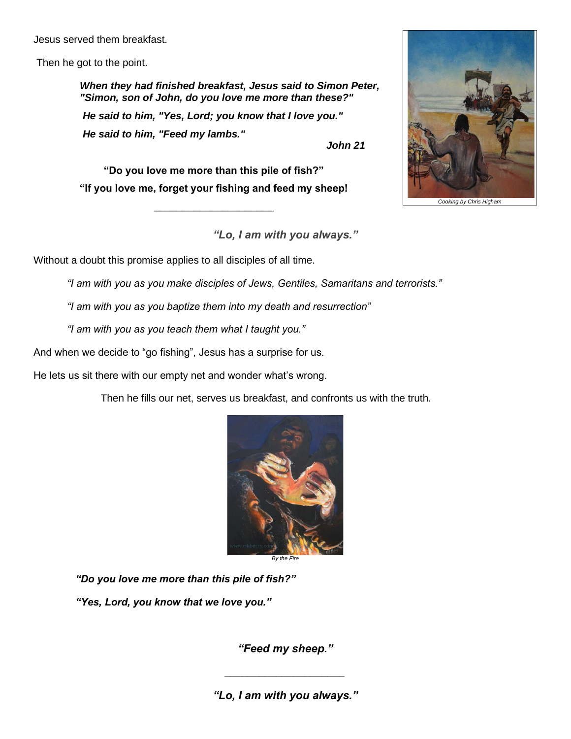Jesus served them breakfast.

Then he got to the point.

> ***When they had finished breakfast, Jesus said to Simon Peter, "Simon, son of John, do you love me more than these?"***
>
> ***He said to him, "Yes, Lord; you know that I love you."***
>
> ***He said to him, "Feed my lambs."***
>
> ***John 21***

**"Do you love me more than this pile of fish?"**

**"If you love me, forget your fishing and feed my sheep!**

Cooking by Chris Higham

---

***"Lo, I am with you always."***

Without a doubt this promise applies to all disciples of all time.

*"I am with you as you make disciples of Jews, Gentiles, Samaritans and terrorists."*

*"I am with you as you baptize them into my death and resurrection"*

*"I am with you as you teach them what I taught you."*

And when we decide to "go fishing", Jesus has a surprise for us.

He lets us sit there with our empty net and wonder what's wrong.

Then he fills our net, serves us breakfast, and confronts us with the truth.

By the Fire

***"Do you love me more than this pile of fish?"***

***"Yes, Lord, you know that we love you."***

***"Feed my sheep."***

---

***"Lo, I am with you always."***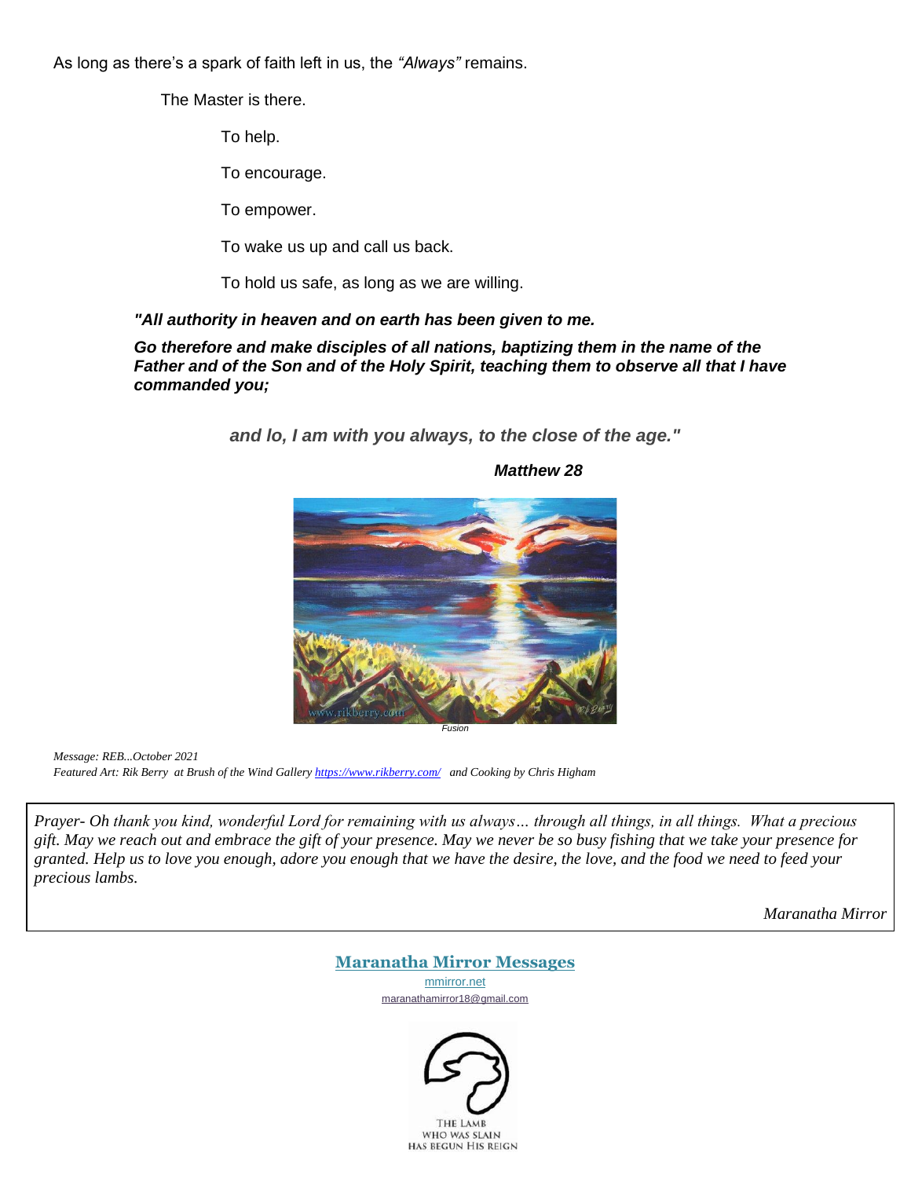As long as there's a spark of faith left in us, the *"Always"* remains.

The Master is there.

To help.

To encourage.

To empower.

To wake us up and call us back.

To hold us safe, as long as we are willing.

***"All authority in heaven and on earth has been given to me.***

***Go therefore and make disciples of all nations, baptizing them in the name of the Father and of the Son and of the Holy Spirit, teaching them to observe all that I have commanded you;***

***and lo, I am with you always, to the close of the age."***

***Matthew 28***

*Fusion*

*Message: REB...October 2021*
*Featured Art: Rik Berry at Brush of the Wind Gallery https://www.rikberry.com/ and Cooking by Chris Higham*

*Prayer- Oh thank you kind, wonderful Lord for remaining with us always… through all things, in all things. What a precious gift. May we reach out and embrace the gift of your presence. May we never be so busy fishing that we take your presence for granted. Help us to love you enough, adore you enough that we have the desire, the love, and the food we need to feed your precious lambs.*

*Maranatha Mirror*

**Maranatha Mirror Messages**

mmirror.net

maranathamirror18@gmail.com

THE LAMB
WHO WAS SLAIN
HAS BEGUN HIS REIGN